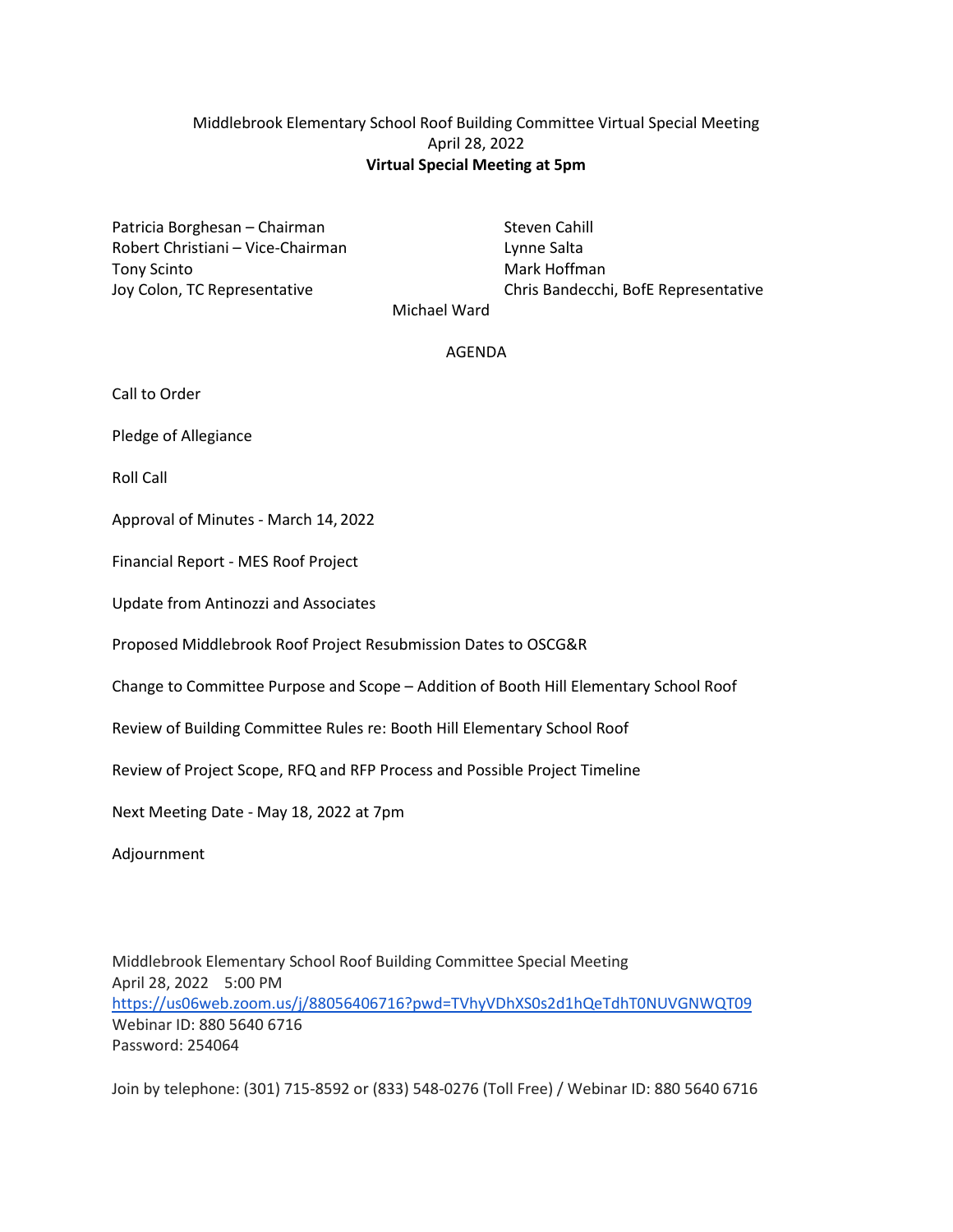# Middlebrook Elementary School Roof Building Committee Virtual Special Meeting
April 28, 2022
**Virtual Special Meeting at 5pm**

Patricia Borghesan – Chairman
Robert Christiani – Vice-Chairman
Tony Scinto
Joy Colon, TC Representative
Steven Cahill
Lynne Salta
Mark Hoffman
Chris Bandecchi, BofE Representative
Michael Ward

AGENDA

Call to Order

Pledge of Allegiance

Roll Call

Approval of Minutes - March 14, 2022

Financial Report - MES Roof Project

Update from Antinozzi and Associates

Proposed Middlebrook Roof Project Resubmission Dates to OSCG&R

Change to Committee Purpose and Scope – Addition of Booth Hill Elementary School Roof

Review of Building Committee Rules re: Booth Hill Elementary School Roof

Review of Project Scope, RFQ and RFP Process and Possible Project Timeline

Next Meeting Date - May 18, 2022 at 7pm

Adjournment

Middlebrook Elementary School Roof Building Committee Special Meeting
April 28, 2022 5:00 PM
https://us06web.zoom.us/j/88056406716?pwd=TVhyVDhXS0s2d1hQeTdhT0NUVGNWQT09
Webinar ID: 880 5640 6716
Password: 254064

Join by telephone: (301) 715-8592 or (833) 548-0276 (Toll Free) / Webinar ID: 880 5640 6716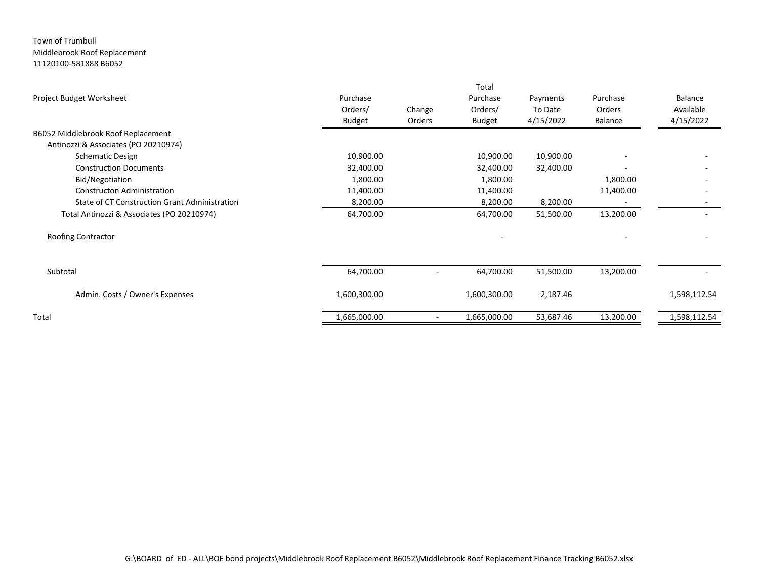Town of Trumbull
Middlebrook Roof Replacement
11120100-581888 B6052

| Project Budget Worksheet | Purchase Orders/ Budget | Change Orders | Total Purchase Orders/ Budget | Payments To Date 4/15/2022 | Purchase Orders Balance | Balance Available 4/15/2022 |
|---|---|---|---|---|---|---|
| B6052 Middlebrook Roof Replacement | | | | | | |
| Antinozzi & Associates (PO 20210974) | | | | | | |
| Schematic Design | 10,900.00 | | 10,900.00 | 10,900.00 | - | - |
| Construction Documents | 32,400.00 | | 32,400.00 | 32,400.00 | - | - |
| Bid/Negotiation | 1,800.00 | | 1,800.00 | | 1,800.00 | - |
| Constructon Administration | 11,400.00 | | 11,400.00 | | 11,400.00 | - |
| State of CT Construction Grant Administration | 8,200.00 | | 8,200.00 | 8,200.00 | - | - |
| Total Antinozzi & Associates (PO 20210974) | 64,700.00 | | 64,700.00 | 51,500.00 | 13,200.00 | - |
| Roofing Contractor | | | - | | - | - |
| Subtotal | 64,700.00 | - | 64,700.00 | 51,500.00 | 13,200.00 | - |
| Admin. Costs / Owner's Expenses | 1,600,300.00 | | 1,600,300.00 | 2,187.46 | | 1,598,112.54 |
| Total | 1,665,000.00 | - | 1,665,000.00 | 53,687.46 | 13,200.00 | 1,598,112.54 |

G:\BOARD of ED - ALL\BOE bond projects\Middlebrook Roof Replacement B6052\Middlebrook Roof Replacement Finance Tracking B6052.xlsx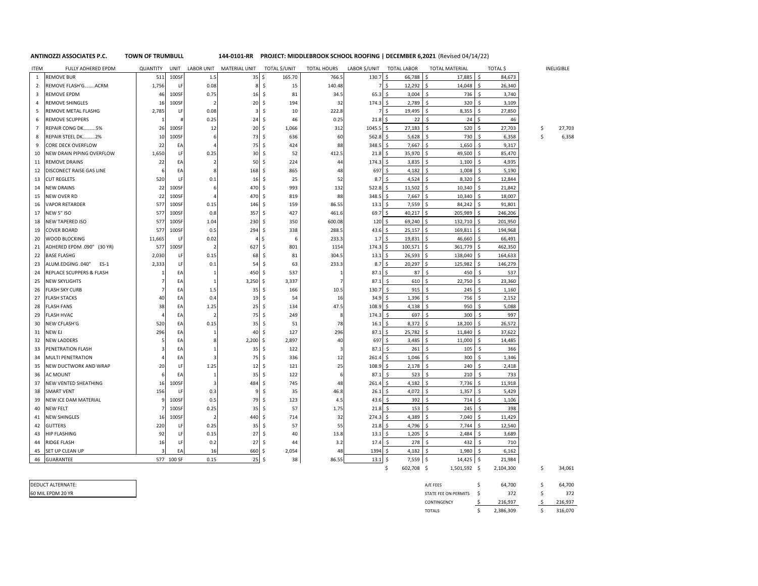**ANTINOZZI ASSOCIATES P.C.** **TOWN OF TRUMBULL** **144-0101-RR PROJECT: MIDDLEBROOK SCHOOL ROOFING | DECEMBER 6,2021** (Revised 04/14/22)

| ITEM | FULLY ADHERED EPDM | QUANTITY | UNIT | LABOR UNIT | MATERIAL UNIT | TOTAL $/UNIT | TOTAL HOURS | LABOR $/UNIT | TOTAL LABOR | TOTAL MATERIAL | TOTAL $ | INELIGIBLE |
|---|---|---|---|---|---|---|---|---|---|---|---|---|
| 1 | REMOVE BUR | 511 | 100SF | 1.5 | 35 | $ 165.70 | 766.5 | 130.7 | $ 66,788 | $ 17,885 | $ 84,673 | |
| 2 | REMOVE FLASH'G........ACRM | 1,756 | LF | 0.08 | 8 | $ 15 | 140.48 | 7 | $ 12,292 | $ 14,048 | $ 26,340 | |
| 3 | REMOVE EPDM | 46 | 100SF | 0.75 | 16 | $ 81 | 34.5 | 65.3 | $ 3,004 | $ 736 | $ 3,740 | |
| 4 | REMOVE SHINGLES | 16 | 100SF | 2 | 20 | $ 194 | 32 | 174.3 | $ 2,789 | $ 320 | $ 3,109 | |
| 5 | REMOVE METAL FLASHG | 2,785 | LF | 0.08 | 3 | $ 10 | 222.8 | 7 | $ 19,495 | $ 8,355 | $ 27,850 | |
| 6 | REMOVE SCUPPERS | 1 | # | 0.25 | 24 | $ 46 | 0.25 | 21.8 | $ 22 | $ 24 | $ 46 | |
| 7 | REPAIR CONG DK..........5% | 26 | 100SF | 12 | 20 | $ 1,066 | 312 | 1045.5 | $ 27,183 | $ 520 | $ 27,703 | $ 27,703 |
| 8 | REPAIR STEEL DK..........2% | 10 | 100SF | 6 | 73 | $ 636 | 60 | 562.8 | $ 5,628 | $ 730 | $ 6,358 | $ 6,358 |
| 9 | CORE DECK OVERFLOW | 22 | EA | 4 | 75 | $ 424 | 88 | 348.5 | $ 7,667 | $ 1,650 | $ 9,317 | |
| 10 | NEW DRAIN PIPING OVERFLOW | 1,650 | LF | 0.25 | 30 | $ 52 | 412.5 | 21.8 | $ 35,970 | $ 49,500 | $ 85,470 | |
| 11 | REMOVE DRAINS | 22 | EA | 2 | 50 | $ 224 | 44 | 174.3 | $ 3,835 | $ 1,100 | $ 4,935 | |
| 12 | DISCONECT RAISE GAS LINE | 6 | EA | 8 | 168 | $ 865 | 48 | 697 | $ 4,182 | $ 1,008 | $ 5,190 | |
| 13 | CUT REGLETS | 520 | LF | 0.1 | 16 | $ 25 | 52 | 8.7 | $ 4,524 | $ 8,320 | $ 12,844 | |
| 14 | NEW DRAINS | 22 | 100SF | 6 | 470 | $ 993 | 132 | 522.8 | $ 11,502 | $ 10,340 | $ 21,842 | |
| 15 | NEW OVER RD | 22 | 100SF | 4 | 470 | $ 819 | 88 | 348.5 | $ 7,667 | $ 10,340 | $ 18,007 | |
| 16 | VAPOR RETARDER | 577 | 100SF | 0.15 | 146 | $ 159 | 86.55 | 13.1 | $ 7,559 | $ 84,242 | $ 91,801 | |
| 17 | NEW 5" ISO | 577 | 100SF | 0.8 | 357 | $ 427 | 461.6 | 69.7 | $ 40,217 | $ 205,989 | $ 246,206 | |
| 18 | NEW TAPERED ISO | 577 | 100SF | 1.04 | 230 | $ 350 | 600.08 | 120 | $ 69,240 | $ 132,710 | $ 201,950 | |
| 19 | COVER BOARD | 577 | 100SF | 0.5 | 294 | $ 338 | 288.5 | 43.6 | $ 25,157 | $ 169,811 | $ 194,968 | |
| 20 | WOOD BLOCKING | 11,665 | LF | 0.02 | 4 | $ 6 | 233.3 | 1.7 | $ 19,831 | $ 46,660 | $ 66,491 | |
| 21 | ADHERED EPDM .090" (30 YR) | 577 | 100SF | 2 | 627 | $ 801 | 1154 | 174.3 | $ 100,571 | $ 361,779 | $ 462,350 | |
| 22 | BASE FLASHG | 2,030 | LF | 0.15 | 68 | $ 81 | 304.5 | 13.1 | $ 26,593 | $ 138,040 | $ 164,633 | |
| 23 | ALUM.EDGING .040" ES-1 | 2,333 | LF | 0.1 | 54 | $ 63 | 233.3 | 8.7 | $ 20,297 | $ 125,982 | $ 146,279 | |
| 24 | REPLACE SCUPPERS & FLASH | 1 | EA | 1 | 450 | $ 537 | 1 | 87.1 | $ 87 | $ 450 | $ 537 | |
| 25 | NEW SKYLIGHTS | 7 | EA | 1 | 3,250 | $ 3,337 | 7 | 87.1 | $ 610 | $ 22,750 | $ 23,360 | |
| 26 | FLASH SKY CURB | 7 | EA | 1.5 | 35 | $ 166 | 10.5 | 130.7 | $ 915 | $ 245 | $ 1,160 | |
| 27 | FLASH STACKS | 40 | EA | 0.4 | 19 | $ 54 | 16 | 34.9 | $ 1,396 | $ 756 | $ 2,152 | |
| 28 | FLASH FANS | 38 | EA | 1.25 | 25 | $ 134 | 47.5 | 108.9 | $ 4,138 | $ 950 | $ 5,088 | |
| 29 | FLASH HVAC | 4 | EA | 2 | 75 | $ 249 | 8 | 174.3 | $ 697 | $ 300 | $ 997 | |
| 30 | NEW CFLASH'G | 520 | EA | 0.15 | 35 | $ 51 | 78 | 16.1 | $ 8,372 | $ 18,200 | $ 26,572 | |
| 31 | NEW EJ | 296 | EA | 1 | 40 | $ 127 | 296 | 87.1 | $ 25,782 | $ 11,840 | $ 37,622 | |
| 32 | NEW LADDERS | 5 | EA | 8 | 2,200 | $ 2,897 | 40 | 697 | $ 3,485 | $ 11,000 | $ 14,485 | |
| 33 | PENETRATION FLASH | 3 | EA | 1 | 35 | $ 122 | 3 | 87.1 | $ 261 | $ 105 | $ 366 | |
| 34 | MULTI PENETRATION | 4 | EA | 3 | 75 | $ 336 | 12 | 261.4 | $ 1,046 | $ 300 | $ 1,346 | |
| 35 | NEW DUCTWORK AND WRAP | 20 | LF | 1.25 | 12 | $ 121 | 25 | 108.9 | $ 2,178 | $ 240 | $ 2,418 | |
| 36 | AC MOUNT | 6 | EA | 1 | 35 | $ 122 | 6 | 87.1 | $ 523 | $ 210 | $ 733 | |
| 37 | NEW VENTED SHEATHING | 16 | 100SF | 3 | 484 | $ 745 | 48 | 261.4 | $ 4,182 | $ 7,736 | $ 11,918 | |
| 38 | SMART VENT | 156 | LF | 0.3 | 9 | $ 35 | 46.8 | 26.1 | $ 4,072 | $ 1,357 | $ 5,429 | |
| 39 | NEW ICE DAM MATERIAL | 9 | 100SF | 0.5 | 79 | $ 123 | 4.5 | 43.6 | $ 392 | $ 714 | $ 1,106 | |
| 40 | NEW FELT | 7 | 100SF | 0.25 | 35 | $ 57 | 1.75 | 21.8 | $ 153 | $ 245 | $ 398 | |
| 41 | NEW SHINGLES | 16 | 100SF | 2 | 440 | $ 714 | 32 | 274.3 | $ 4,389 | $ 7,040 | $ 11,429 | |
| 42 | GUTTERS | 220 | LF | 0.25 | 35 | $ 57 | 55 | 21.8 | $ 4,796 | $ 7,744 | $ 12,540 | |
| 43 | HIP FLASHING | 92 | LF | 0.15 | 27 | $ 40 | 13.8 | 13.1 | $ 1,205 | $ 2,484 | $ 3,689 | |
| 44 | RIDGE FLASH | 16 | LF | 0.2 | 27 | $ 44 | 3.2 | 17.4 | $ 278 | $ 432 | $ 710 | |
| 45 | SET UP CLEAN UP | 3 | EA | 16 | 660 | $ 2,054 | 48 | 1394 | $ 4,182 | $ 1,980 | $ 6,162 | |
| 46 | GUARANTEE | 577 | 100 SF | 0.15 | 25 | $ 38 | 86.55 | 13.1 | $ 7,559 | $ 14,425 | $ 21,984 | |
| | | | | | | | | | $ 602,708 | $ 1,501,592 | $ 2,104,300 | $ 34,061 |
| | | | | | | | | | | A/E FEES | $ 64,700 | $ 64,700 |
| | | | | | | | | | | STATE FEE ON PERMITS | $ 372 | $ 372 |
| | | | | | | | | | | CONTINGENCY | $ 216,937 | $ 216,937 |
| | | | | | | | | | | TOTALS | $ 2,386,309 | $ 316,070 |

DEDUCT ALTERNATE:
60 MIL EPDM 20 YR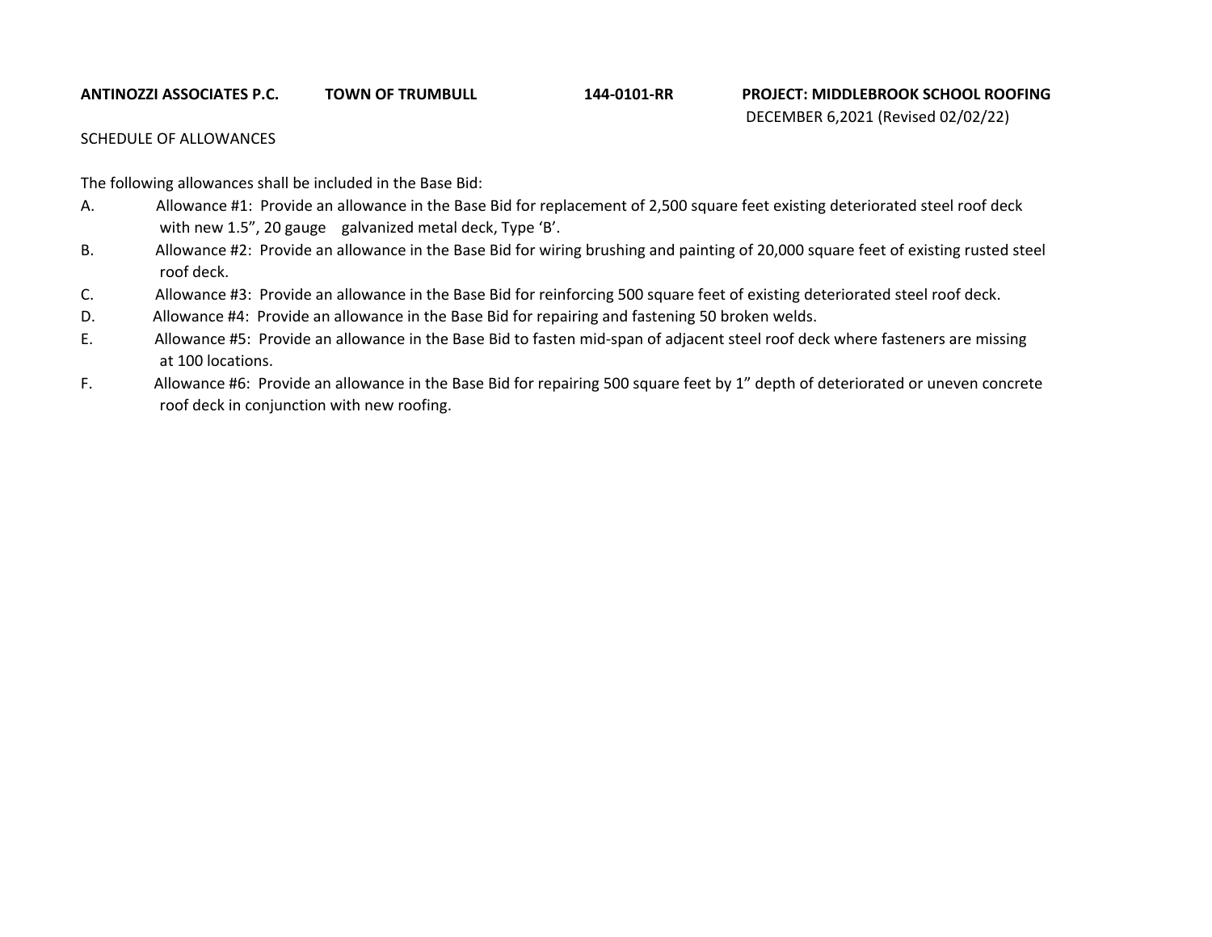**ANTINOZZI ASSOCIATES P.C.** **TOWN OF TRUMBULL** **144-0101-RR** **PROJECT: MIDDLEBROOK SCHOOL ROOFING**

DECEMBER 6,2021 (Revised 02/02/22)

SCHEDULE OF ALLOWANCES

The following allowances shall be included in the Base Bid:

A. Allowance #1: Provide an allowance in the Base Bid for replacement of 2,500 square feet existing deteriorated steel roof deck with new 1.5", 20 gauge galvanized metal deck, Type 'B'.

B. Allowance #2: Provide an allowance in the Base Bid for wiring brushing and painting of 20,000 square feet of existing rusted steel roof deck.

C. Allowance #3: Provide an allowance in the Base Bid for reinforcing 500 square feet of existing deteriorated steel roof deck.

D. Allowance #4: Provide an allowance in the Base Bid for repairing and fastening 50 broken welds.

E. Allowance #5: Provide an allowance in the Base Bid to fasten mid-span of adjacent steel roof deck where fasteners are missing at 100 locations.

F. Allowance #6: Provide an allowance in the Base Bid for repairing 500 square feet by 1" depth of deteriorated or uneven concrete roof deck in conjunction with new roofing.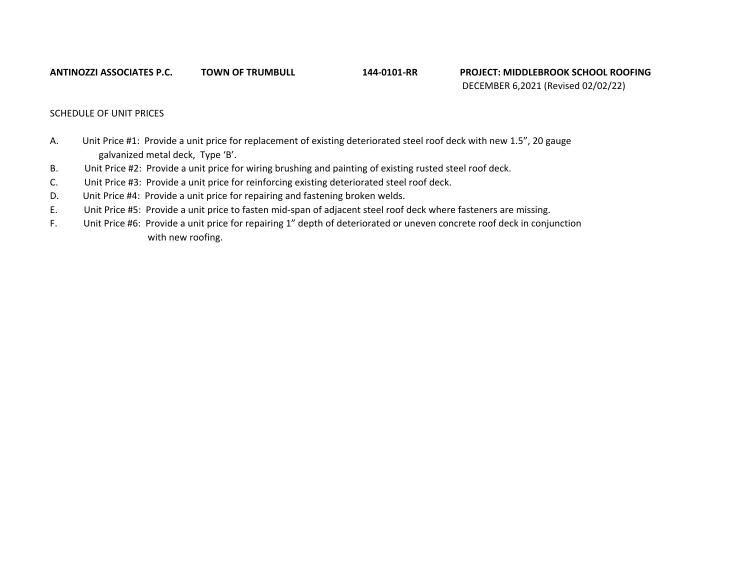**ANTINOZZI ASSOCIATES P.C.** **TOWN OF TRUMBULL** **144-0101-RR** **PROJECT: MIDDLEBROOK SCHOOL ROOFING**
DECEMBER 6,2021 (Revised 02/02/22)

SCHEDULE OF UNIT PRICES

A. Unit Price #1: Provide a unit price for replacement of existing deteriorated steel roof deck with new 1.5", 20 gauge galvanized metal deck, Type 'B'.
B. Unit Price #2: Provide a unit price for wiring brushing and painting of existing rusted steel roof deck.
C. Unit Price #3: Provide a unit price for reinforcing existing deteriorated steel roof deck.
D. Unit Price #4: Provide a unit price for repairing and fastening broken welds.
E. Unit Price #5: Provide a unit price to fasten mid-span of adjacent steel roof deck where fasteners are missing.
F. Unit Price #6: Provide a unit price for repairing 1" depth of deteriorated or uneven concrete roof deck in conjunction with new roofing.